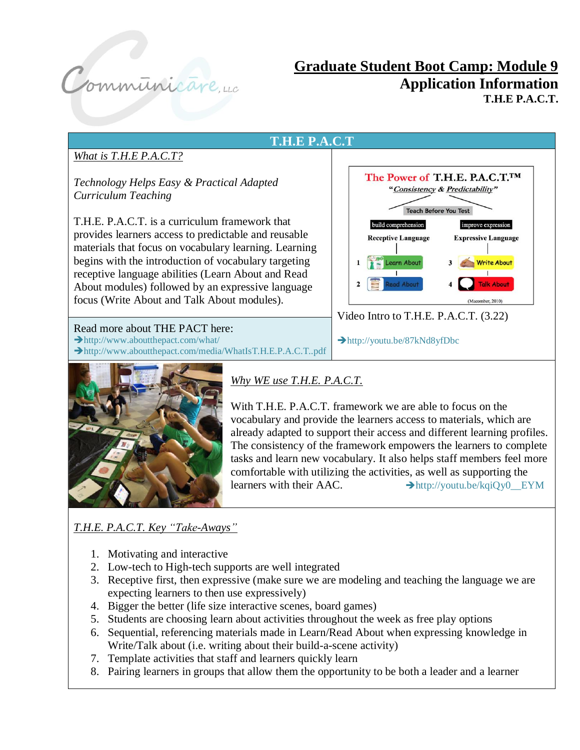# Graduate Student Boot Camp: Module 9

## Application Information

### T.H.E P.A.C.T.

## T.H.E P.A.C.T

*What is T.H.E P.A.C.T?*

*Technology Helps Easy & Practical Adapted Curriculum Teaching*

T.H.E. P.A.C.T. is a curriculum framework that provides learners access to predictable and reusable materials that focus on vocabulary learning. Learning begins with the introduction of vocabulary targeting receptive language abilities (Learn About and Read About modules) followed by an expressive language focus (Write About and Talk About modules).

Read more about THE PACT here:

➔http://www.aboutthepact.com/what/

➔http://www.aboutthepact.com/media/WhatIsT.H.E.P.A.C.T..pdf

The Power of T.H.E. P.A.C.T.™

"*Consistency* & *Predictability*"

Teach Before You Test

| build comprehension | improve expression |
| --- | --- |
| Receptive Language | Expressive Language |
| 1 Learn About | 3 Write About |
| 2 Read About | 4 Talk About |

(Macomber, 2010)

Video Intro to T.H.E. P.A.C.T. (3.22)

➔http://youtu.be/87kNd8yfDbc

*Why WE use T.H.E. P.A.C.T.*

With T.H.E. P.A.C.T. framework we are able to focus on the vocabulary and provide the learners access to materials, which are already adapted to support their access and different learning profiles. The consistency of the framework empowers the learners to complete tasks and learn new vocabulary. It also helps staff members feel more comfortable with utilizing the activities, as well as supporting the learners with their AAC. ➔http://youtu.be/kqiQy0__EYM

*T.H.E. P.A.C.T. Key "Take-Aways"*

1. Motivating and interactive
2. Low-tech to High-tech supports are well integrated
3. Receptive first, then expressive (make sure we are modeling and teaching the language we are expecting learners to then use expressively)
4. Bigger the better (life size interactive scenes, board games)
5. Students are choosing learn about activities throughout the week as free play options
6. Sequential, referencing materials made in Learn/Read About when expressing knowledge in Write/Talk about (i.e. writing about their build-a-scene activity)
7. Template activities that staff and learners quickly learn
8. Pairing learners in groups that allow them the opportunity to be both a leader and a learner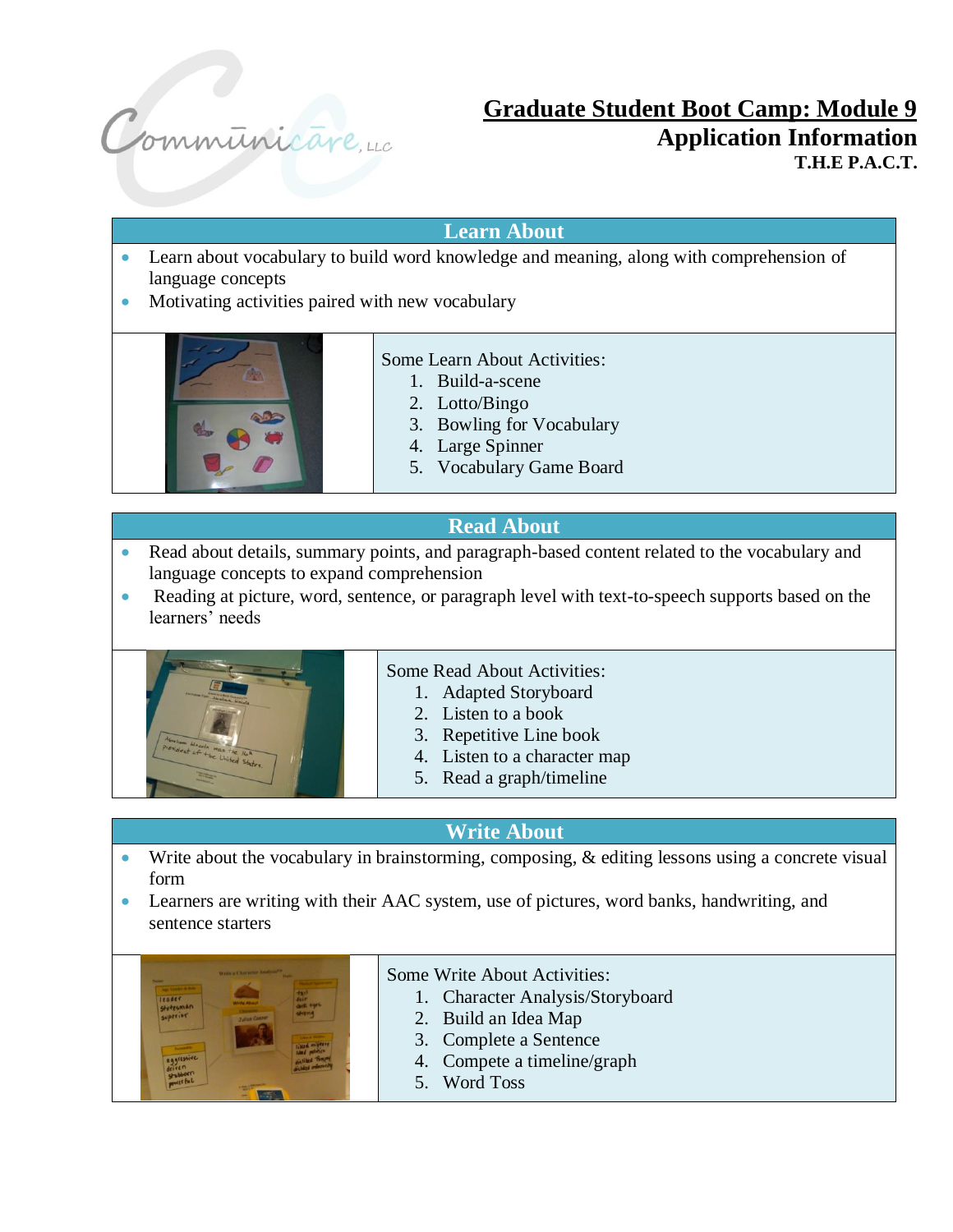# Graduate Student Boot Camp: Module 9

## Application Information

### T.H.E P.A.C.T.

## Learn About

- Learn about vocabulary to build word knowledge and meaning, along with comprehension of language concepts
- Motivating activities paired with new vocabulary

Some Learn About Activities:

1. Build-a-scene
2. Lotto/Bingo
3. Bowling for Vocabulary
4. Large Spinner
5. Vocabulary Game Board

## Read About

- Read about details, summary points, and paragraph-based content related to the vocabulary and language concepts to expand comprehension
- Reading at picture, word, sentence, or paragraph level with text-to-speech supports based on the learners' needs

Some Read About Activities:

1. Adapted Storyboard
2. Listen to a book
3. Repetitive Line book
4. Listen to a character map
5. Read a graph/timeline

## Write About

- Write about the vocabulary in brainstorming, composing, & editing lessons using a concrete visual form
- Learners are writing with their AAC system, use of pictures, word banks, handwriting, and sentence starters

Some Write About Activities:

1. Character Analysis/Storyboard
2. Build an Idea Map
3. Complete a Sentence
4. Compete a timeline/graph
5. Word Toss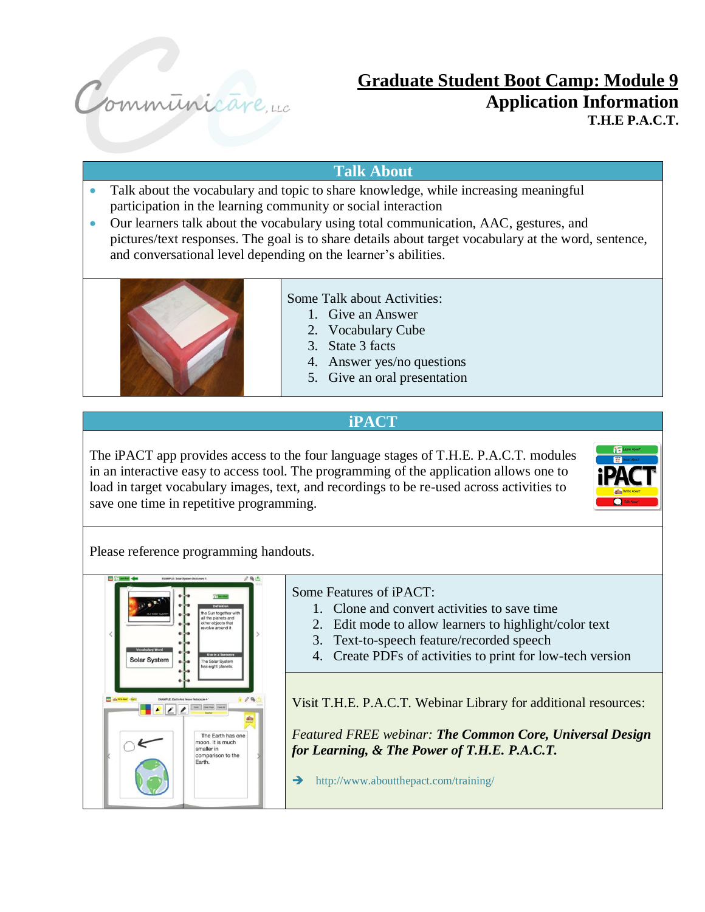# Graduate Student Boot Camp: Module 9

## Application Information

### T.H.E P.A.C.T.

## Talk About

- Talk about the vocabulary and topic to share knowledge, while increasing meaningful participation in the learning community or social interaction
- Our learners talk about the vocabulary using total communication, AAC, gestures, and pictures/text responses. The goal is to share details about target vocabulary at the word, sentence, and conversational level depending on the learner's abilities.

Some Talk about Activities:

1. Give an Answer
2. Vocabulary Cube
3. State 3 facts
4. Answer yes/no questions
5. Give an oral presentation

## iPACT

The iPACT app provides access to the four language stages of T.H.E. P.A.C.T. modules in an interactive easy to access tool. The programming of the application allows one to load in target vocabulary images, text, and recordings to be re-used across activities to save one time in repetitive programming.

Please reference programming handouts.

Some Features of iPACT:

1. Clone and convert activities to save time
2. Edit mode to allow learners to highlight/color text
3. Text-to-speech feature/recorded speech
4. Create PDFs of activities to print for low-tech version

Visit T.H.E. P.A.C.T. Webinar Library for additional resources:

*Featured FREE webinar: **The Common Core, Universal Design for Learning, & The Power of T.H.E. P.A.C.T.***

➔ http://www.aboutthepact.com/training/